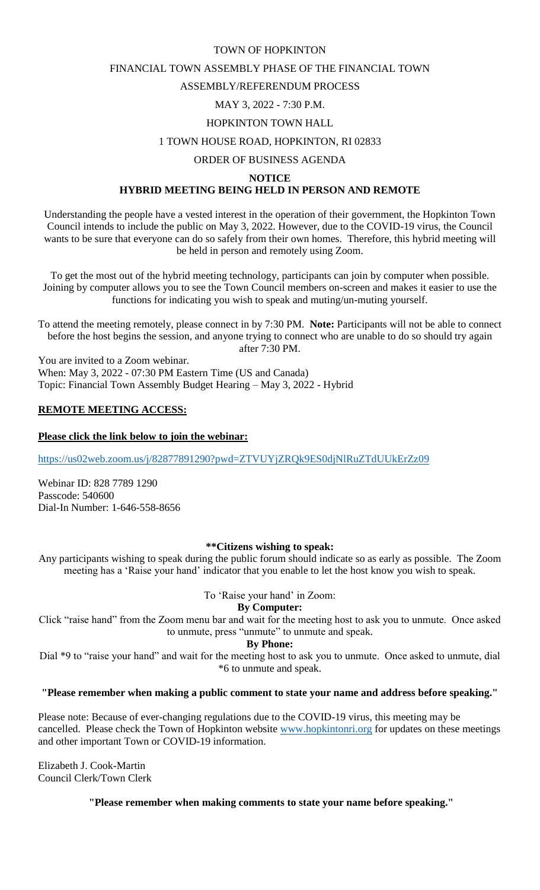# TOWN OF HOPKINTON

## FINANCIAL TOWN ASSEMBLY PHASE OF THE FINANCIAL TOWN ASSEMBLY/REFERENDUM PROCESS

MAY 3, 2022 - 7:30 P.M.

HOPKINTON TOWN HALL

1 TOWN HOUSE ROAD, HOPKINTON, RI 02833

ORDER OF BUSINESS AGENDA

**NOTICE**

**HYBRID MEETING BEING HELD IN PERSON AND REMOTE**

Understanding the people have a vested interest in the operation of their government, the Hopkinton Town Council intends to include the public on May 3, 2022. However, due to the COVID-19 virus, the Council wants to be sure that everyone can do so safely from their own homes. Therefore, this hybrid meeting will be held in person and remotely using Zoom.

To get the most out of the hybrid meeting technology, participants can join by computer when possible. Joining by computer allows you to see the Town Council members on-screen and makes it easier to use the functions for indicating you wish to speak and muting/un-muting yourself.

To attend the meeting remotely, please connect in by 7:30 PM. **Note:** Participants will not be able to connect before the host begins the session, and anyone trying to connect who are unable to do so should try again after 7:30 PM.

You are invited to a Zoom webinar.
When: May 3, 2022 - 07:30 PM Eastern Time (US and Canada)
Topic: Financial Town Assembly Budget Hearing – May 3, 2022 - Hybrid

**REMOTE MEETING ACCESS:**

**Please click the link below to join the webinar:**

https://us02web.zoom.us/j/82877891290?pwd=ZTVUYjZRQk9ES0djNlRuZTdUUkErZz09

Webinar ID: 828 7789 1290
Passcode: 540600
Dial-In Number: 1-646-558-8656

**\*\*Citizens wishing to speak:**

Any participants wishing to speak during the public forum should indicate so as early as possible. The Zoom meeting has a 'Raise your hand' indicator that you enable to let the host know you wish to speak.

To 'Raise your hand' in Zoom:

**By Computer:**

Click "raise hand" from the Zoom menu bar and wait for the meeting host to ask you to unmute. Once asked to unmute, press "unmute" to unmute and speak.

**By Phone:**

Dial \*9 to "raise your hand" and wait for the meeting host to ask you to unmute. Once asked to unmute, dial \*6 to unmute and speak.

**"Please remember when making a public comment to state your name and address before speaking."**

Please note: Because of ever-changing regulations due to the COVID-19 virus, this meeting may be cancelled. Please check the Town of Hopkinton website www.hopkintonri.org for updates on these meetings and other important Town or COVID-19 information.

Elizabeth J. Cook-Martin
Council Clerk/Town Clerk

**"Please remember when making comments to state your name before speaking."**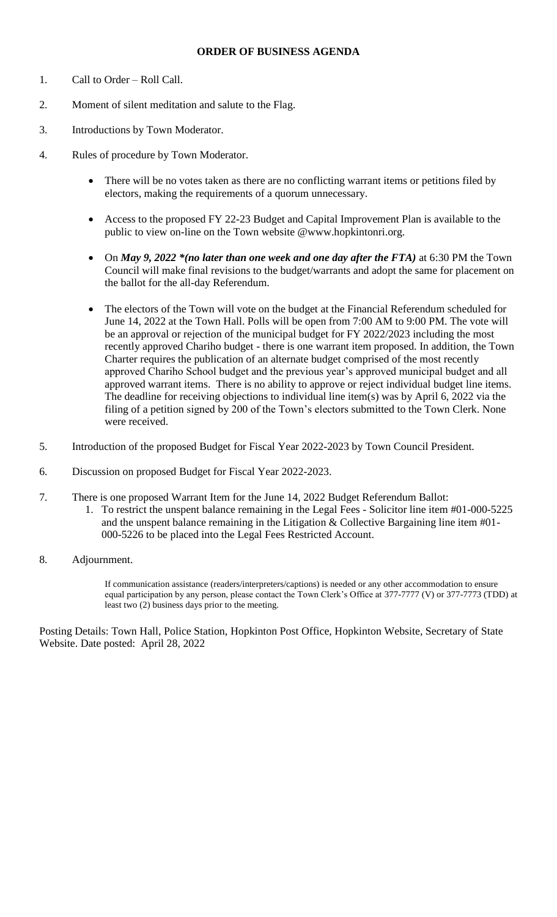**ORDER OF BUSINESS AGENDA**

1. Call to Order – Roll Call.

2. Moment of silent meditation and salute to the Flag.

3. Introductions by Town Moderator.

4. Rules of procedure by Town Moderator.

    - There will be no votes taken as there are no conflicting warrant items or petitions filed by electors, making the requirements of a quorum unnecessary.

    - Access to the proposed FY 22-23 Budget and Capital Improvement Plan is available to the public to view on-line on the Town website @www.hopkintonri.org.

    - On ***May 9, 2022 *(no later than one week and one day after the FTA)*** at 6:30 PM the Town Council will make final revisions to the budget/warrants and adopt the same for placement on the ballot for the all-day Referendum.

    - The electors of the Town will vote on the budget at the Financial Referendum scheduled for June 14, 2022 at the Town Hall. Polls will be open from 7:00 AM to 9:00 PM. The vote will be an approval or rejection of the municipal budget for FY 2022/2023 including the most recently approved Chariho budget - there is one warrant item proposed. In addition, the Town Charter requires the publication of an alternate budget comprised of the most recently approved Chariho School budget and the previous year's approved municipal budget and all approved warrant items. There is no ability to approve or reject individual budget line items. The deadline for receiving objections to individual line item(s) was by April 6, 2022 via the filing of a petition signed by 200 of the Town's electors submitted to the Town Clerk. None were received.

5. Introduction of the proposed Budget for Fiscal Year 2022-2023 by Town Council President.

6. Discussion on proposed Budget for Fiscal Year 2022-2023.

7. There is one proposed Warrant Item for the June 14, 2022 Budget Referendum Ballot:
    1. To restrict the unspent balance remaining in the Legal Fees - Solicitor line item #01-000-5225 and the unspent balance remaining in the Litigation & Collective Bargaining line item #01-000-5226 to be placed into the Legal Fees Restricted Account.

8. Adjournment.

If communication assistance (readers/interpreters/captions) is needed or any other accommodation to ensure equal participation by any person, please contact the Town Clerk's Office at 377-7777 (V) or 377-7773 (TDD) at least two (2) business days prior to the meeting.

Posting Details: Town Hall, Police Station, Hopkinton Post Office, Hopkinton Website, Secretary of State Website. Date posted: April 28, 2022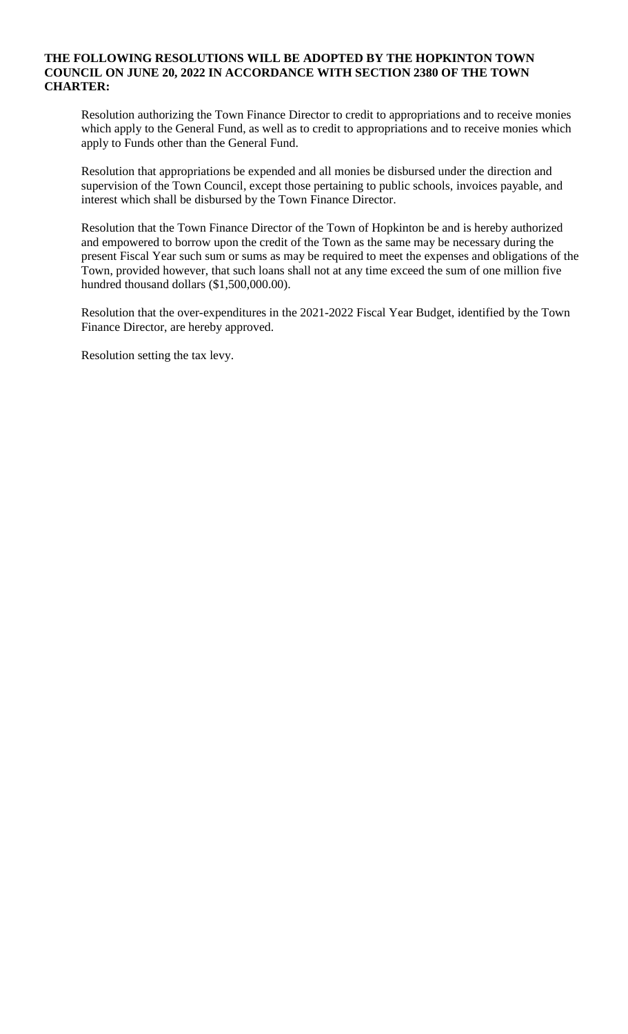**THE FOLLOWING RESOLUTIONS WILL BE ADOPTED BY THE HOPKINTON TOWN COUNCIL ON JUNE 20, 2022 IN ACCORDANCE WITH SECTION 2380 OF THE TOWN CHARTER:**

Resolution authorizing the Town Finance Director to credit to appropriations and to receive monies which apply to the General Fund, as well as to credit to appropriations and to receive monies which apply to Funds other than the General Fund.

Resolution that appropriations be expended and all monies be disbursed under the direction and supervision of the Town Council, except those pertaining to public schools, invoices payable, and interest which shall be disbursed by the Town Finance Director.

Resolution that the Town Finance Director of the Town of Hopkinton be and is hereby authorized and empowered to borrow upon the credit of the Town as the same may be necessary during the present Fiscal Year such sum or sums as may be required to meet the expenses and obligations of the Town, provided however, that such loans shall not at any time exceed the sum of one million five hundred thousand dollars ($1,500,000.00).

Resolution that the over-expenditures in the 2021-2022 Fiscal Year Budget, identified by the Town Finance Director, are hereby approved.

Resolution setting the tax levy.